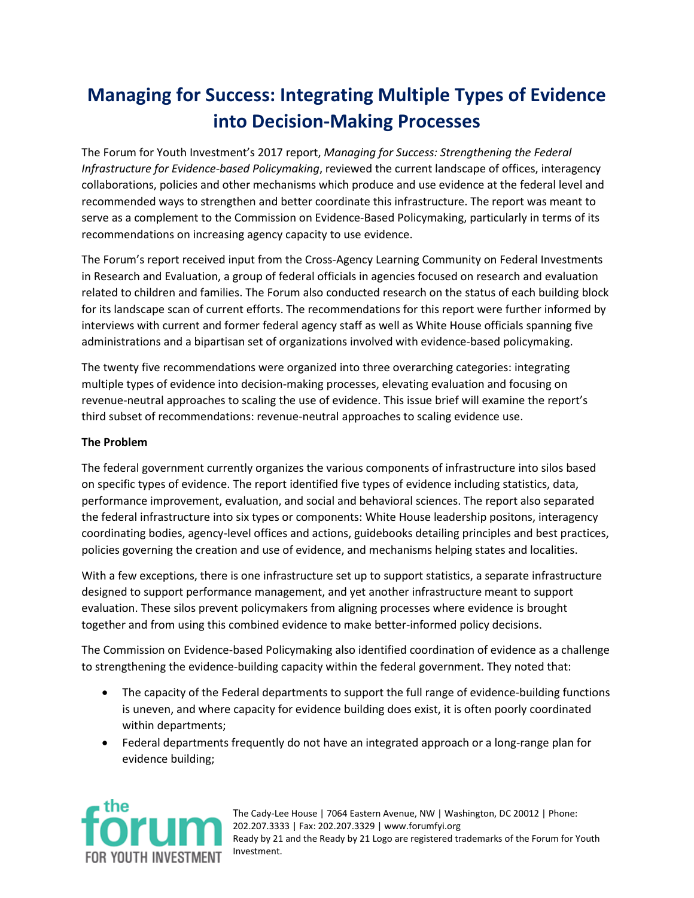# Managing for Success: Integrating Multiple Types of Evidence into Decision-Making Processes

The Forum for Youth Investment's 2017 report, *Managing for Success: Strengthening the Federal Infrastructure for Evidence-based Policymaking*, reviewed the current landscape of offices, interagency collaborations, policies and other mechanisms which produce and use evidence at the federal level and recommended ways to strengthen and better coordinate this infrastructure. The report was meant to serve as a complement to the Commission on Evidence-Based Policymaking, particularly in terms of its recommendations on increasing agency capacity to use evidence.

The Forum's report received input from the Cross-Agency Learning Community on Federal Investments in Research and Evaluation, a group of federal officials in agencies focused on research and evaluation related to children and families. The Forum also conducted research on the status of each building block for its landscape scan of current efforts. The recommendations for this report were further informed by interviews with current and former federal agency staff as well as White House officials spanning five administrations and a bipartisan set of organizations involved with evidence-based policymaking.

The twenty five recommendations were organized into three overarching categories: integrating multiple types of evidence into decision-making processes, elevating evaluation and focusing on revenue-neutral approaches to scaling the use of evidence. This issue brief will examine the report's third subset of recommendations: revenue-neutral approaches to scaling evidence use.

**The Problem**

The federal government currently organizes the various components of infrastructure into silos based on specific types of evidence. The report identified five types of evidence including statistics, data, performance improvement, evaluation, and social and behavioral sciences. The report also separated the federal infrastructure into six types or components: White House leadership positons, interagency coordinating bodies, agency-level offices and actions, guidebooks detailing principles and best practices, policies governing the creation and use of evidence, and mechanisms helping states and localities.

With a few exceptions, there is one infrastructure set up to support statistics, a separate infrastructure designed to support performance management, and yet another infrastructure meant to support evaluation. These silos prevent policymakers from aligning processes where evidence is brought together and from using this combined evidence to make better-informed policy decisions.

The Commission on Evidence-based Policymaking also identified coordination of evidence as a challenge to strengthening the evidence-building capacity within the federal government. They noted that:

- The capacity of the Federal departments to support the full range of evidence-building functions is uneven, and where capacity for evidence building does exist, it is often poorly coordinated within departments;
- Federal departments frequently do not have an integrated approach or a long-range plan for evidence building;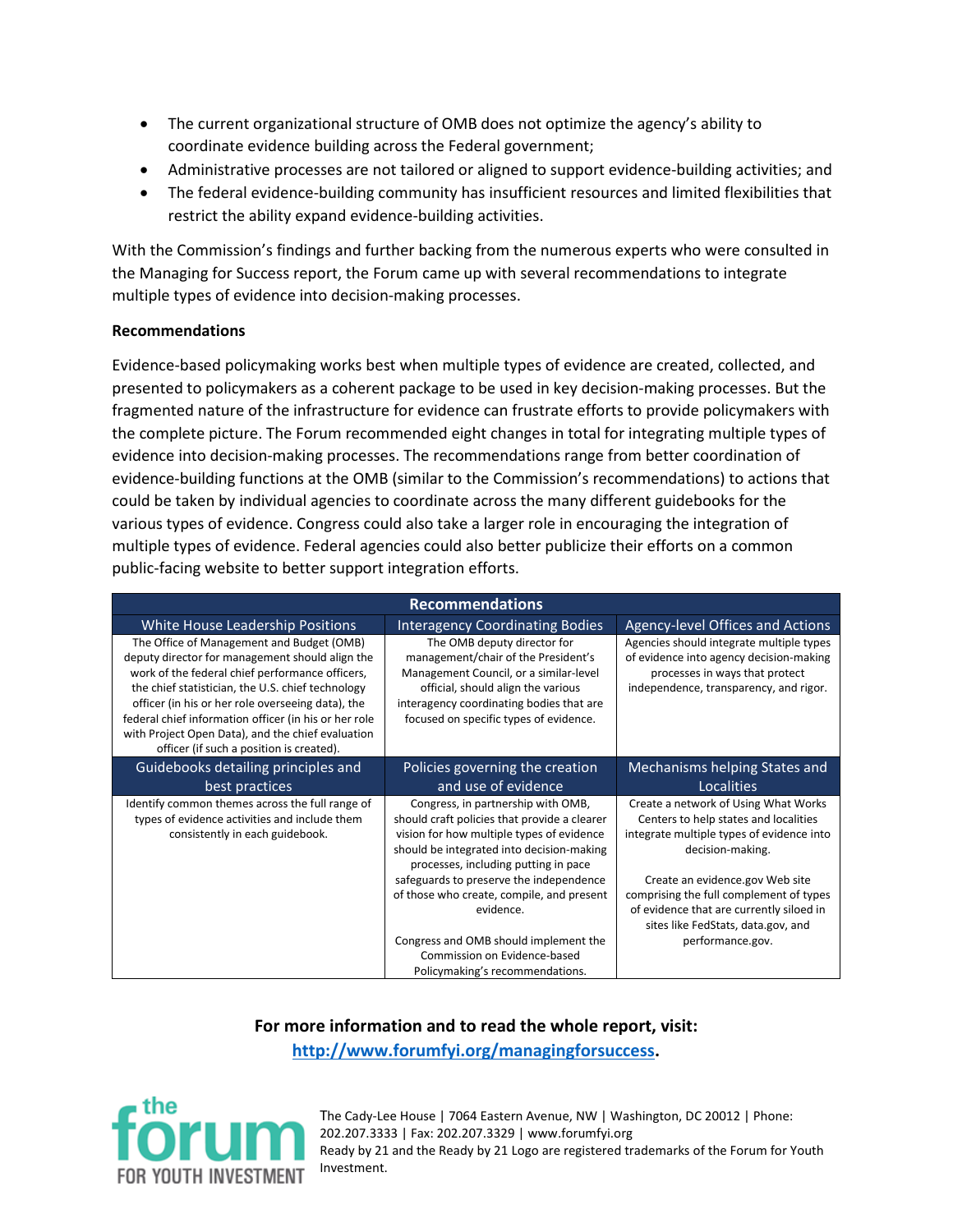- The current organizational structure of OMB does not optimize the agency's ability to coordinate evidence building across the Federal government;
- Administrative processes are not tailored or aligned to support evidence-building activities; and
- The federal evidence-building community has insufficient resources and limited flexibilities that restrict the ability expand evidence-building activities.

With the Commission's findings and further backing from the numerous experts who were consulted in the Managing for Success report, the Forum came up with several recommendations to integrate multiple types of evidence into decision-making processes.

**Recommendations**

Evidence-based policymaking works best when multiple types of evidence are created, collected, and presented to policymakers as a coherent package to be used in key decision-making processes. But the fragmented nature of the infrastructure for evidence can frustrate efforts to provide policymakers with the complete picture. The Forum recommended eight changes in total for integrating multiple types of evidence into decision-making processes. The recommendations range from better coordination of evidence-building functions at the OMB (similar to the Commission's recommendations) to actions that could be taken by individual agencies to coordinate across the many different guidebooks for the various types of evidence. Congress could also take a larger role in encouraging the integration of multiple types of evidence. Federal agencies could also better publicize their efforts on a common public-facing website to better support integration efforts.

| Recommendations | | |
|---|---|---|
| White House Leadership Positions | Interagency Coordinating Bodies | Agency-level Offices and Actions |
| The Office of Management and Budget (OMB) deputy director for management should align the work of the federal chief performance officers, the chief statistician, the U.S. chief technology officer (in his or her role overseeing data), the federal chief information officer (in his or her role with Project Open Data), and the chief evaluation officer (if such a position is created). | The OMB deputy director for management/chair of the President's Management Council, or a similar-level official, should align the various interagency coordinating bodies that are focused on specific types of evidence. | Agencies should integrate multiple types of evidence into agency decision-making processes in ways that protect independence, transparency, and rigor. |
| Guidebooks detailing principles and best practices | Policies governing the creation and use of evidence | Mechanisms helping States and Localities |
| Identify common themes across the full range of types of evidence activities and include them consistently in each guidebook. | Congress, in partnership with OMB, should craft policies that provide a clearer vision for how multiple types of evidence should be integrated into decision-making processes, including putting in pace safeguards to preserve the independence of those who create, compile, and present evidence.<br><br>Congress and OMB should implement the Commission on Evidence-based Policymaking's recommendations. | Create a network of Using What Works Centers to help states and localities integrate multiple types of evidence into decision-making.<br><br>Create an evidence.gov Web site comprising the full complement of types of evidence that are currently siloed in sites like FedStats, data.gov, and performance.gov. |

**For more information and to read the whole report, visit: [http://www.forumfyi.org/managingforsuccess](http://www.forumfyi.org/managingforsuccess).**

the forum FOR YOUTH INVESTMENT

The Cady-Lee House | 7064 Eastern Avenue, NW | Washington, DC 20012 | Phone: 202.207.3333 | Fax: 202.207.3329 | www.forumfyi.org
Ready by 21 and the Ready by 21 Logo are registered trademarks of the Forum for Youth Investment.